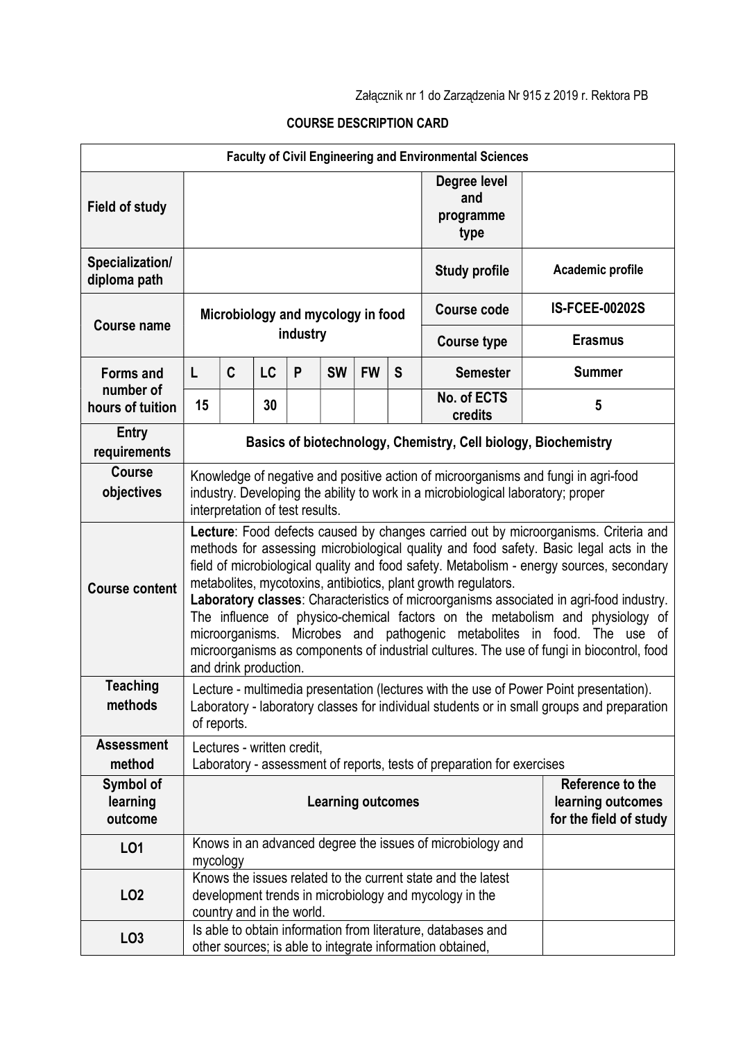Załącznik nr 1 do Zarządzenia Nr 915 z 2019 r. Rektora PB

**COURSE DESCRIPTION CARD**

| **Faculty of Civil Engineering and Environmental Sciences** | | | | | | | | | |
|---|---|---|---|---|---|---|---|---|---|
| **Field of study** | | | | | | | | **Degree level and programme type** | |
| **Specialization/ diploma path** | | | | | | | | **Study profile** | **Academic profile** |
| **Course name** | **Microbiology and mycology in food industry** | | | | | | | **Course code** | **IS-FCEE-00202S** |
| | | | | | | | | **Course type** | **Erasmus** |
| **Forms and number of hours of tuition** | **L** | **C** | **LC** | **P** | **SW** | **FW** | **S** | **Semester** | **Summer** |
| | **15** | | **30** | | | | | **No. of ECTS credits** | **5** |
| **Entry requirements** | **Basics of biotechnology, Chemistry, Cell biology, Biochemistry** | | | | | | | | |
| **Course objectives** | Knowledge of negative and positive action of microorganisms and fungi in agri-food industry. Developing the ability to work in a microbiological laboratory; proper interpretation of test results. | | | | | | | | |
| **Course content** | **Lecture**: Food defects caused by changes carried out by microorganisms. Criteria and methods for assessing microbiological quality and food safety. Basic legal acts in the field of microbiological quality and food safety. Metabolism - energy sources, secondary metabolites, mycotoxins, antibiotics, plant growth regulators. **Laboratory classes**: Characteristics of microorganisms associated in agri-food industry. The influence of physico-chemical factors on the metabolism and physiology of microorganisms. Microbes and pathogenic metabolites in food. The use of microorganisms as components of industrial cultures. The use of fungi in biocontrol, food and drink production. | | | | | | | | |
| **Teaching methods** | Lecture - multimedia presentation (lectures with the use of Power Point presentation). Laboratory - laboratory classes for individual students or in small groups and preparation of reports. | | | | | | | | |
| **Assessment method** | Lectures - written credit, Laboratory - assessment of reports, tests of preparation for exercises | | | | | | | | |
| **Symbol of learning outcome** | **Learning outcomes** | | | | | | | | **Reference to the learning outcomes for the field of study** |
| **LO1** | Knows in an advanced degree the issues of microbiology and mycology | | | | | | | | |
| **LO2** | Knows the issues related to the current state and the latest development trends in microbiology and mycology in the country and in the world. | | | | | | | | |
| **LO3** | Is able to obtain information from literature, databases and other sources; is able to integrate information obtained, | | | | | | | | |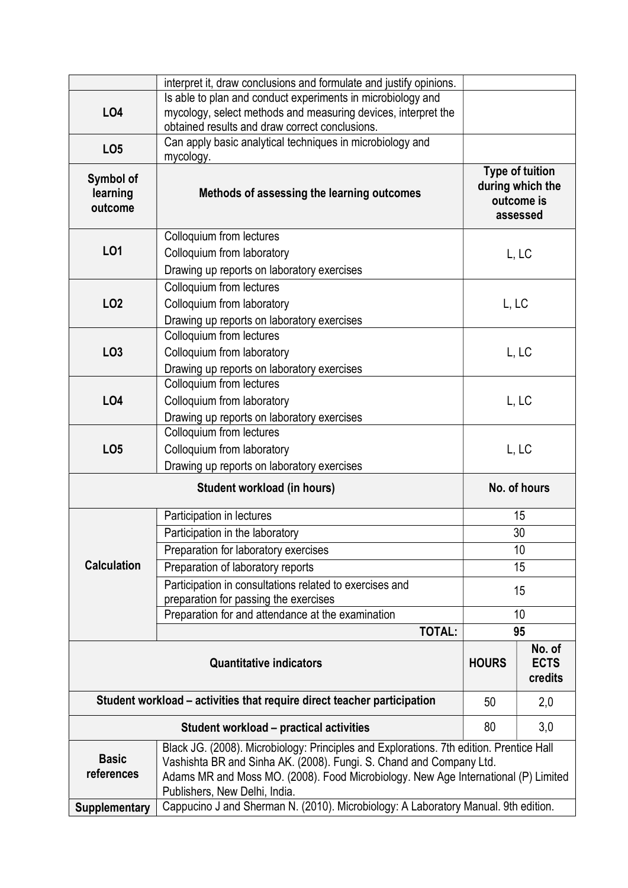| | | |
|---|---|---|
| | interpret it, draw conclusions and formulate and justify opinions. | |
| **LO4** | Is able to plan and conduct experiments in microbiology and mycology, select methods and measuring devices, interpret the obtained results and draw correct conclusions. | |
| **LO5** | Can apply basic analytical techniques in microbiology and mycology. | |

| **Symbol of learning outcome** | **Methods of assessing the learning outcomes** | **Type of tuition during which the outcome is assessed** |
|---|---|---|
| **LO1** | Colloquium from lectures<br>Colloquium from laboratory<br>Drawing up reports on laboratory exercises | L, LC |
| **LO2** | Colloquium from lectures<br>Colloquium from laboratory<br>Drawing up reports on laboratory exercises | L, LC |
| **LO3** | Colloquium from lectures<br>Colloquium from laboratory<br>Drawing up reports on laboratory exercises | L, LC |
| **LO4** | Colloquium from lectures<br>Colloquium from laboratory<br>Drawing up reports on laboratory exercises | L, LC |
| **LO5** | Colloquium from lectures<br>Colloquium from laboratory<br>Drawing up reports on laboratory exercises | L, LC |

| **Student workload (in hours)** | | **No. of hours** |
|---|---|---|
| **Calculation** | Participation in lectures | 15 |
| | Participation in the laboratory | 30 |
| | Preparation for laboratory exercises | 10 |
| | Preparation of laboratory reports | 15 |
| | Participation in consultations related to exercises and preparation for passing the exercises | 15 |
| | Preparation for and attendance at the examination | 10 |
| | **TOTAL:** | **95** |

| **Quantitative indicators** | **HOURS** | **No. of ECTS credits** |
|---|---|---|
| **Student workload – activities that require direct teacher participation** | 50 | 2,0 |
| **Student workload – practical activities** | 80 | 3,0 |

| | |
|---|---|
| **Basic references** | Black JG. (2008). Microbiology: Principles and Explorations. 7th edition. Prentice Hall<br>Vashishta BR and Sinha AK. (2008). Fungi. S. Chand and Company Ltd.<br>Adams MR and Moss MO. (2008). Food Microbiology. New Age International (P) Limited Publishers, New Delhi, India. |
| **Supplementary** | Cappucino J and Sherman N. (2010). Microbiology: A Laboratory Manual. 9th edition. |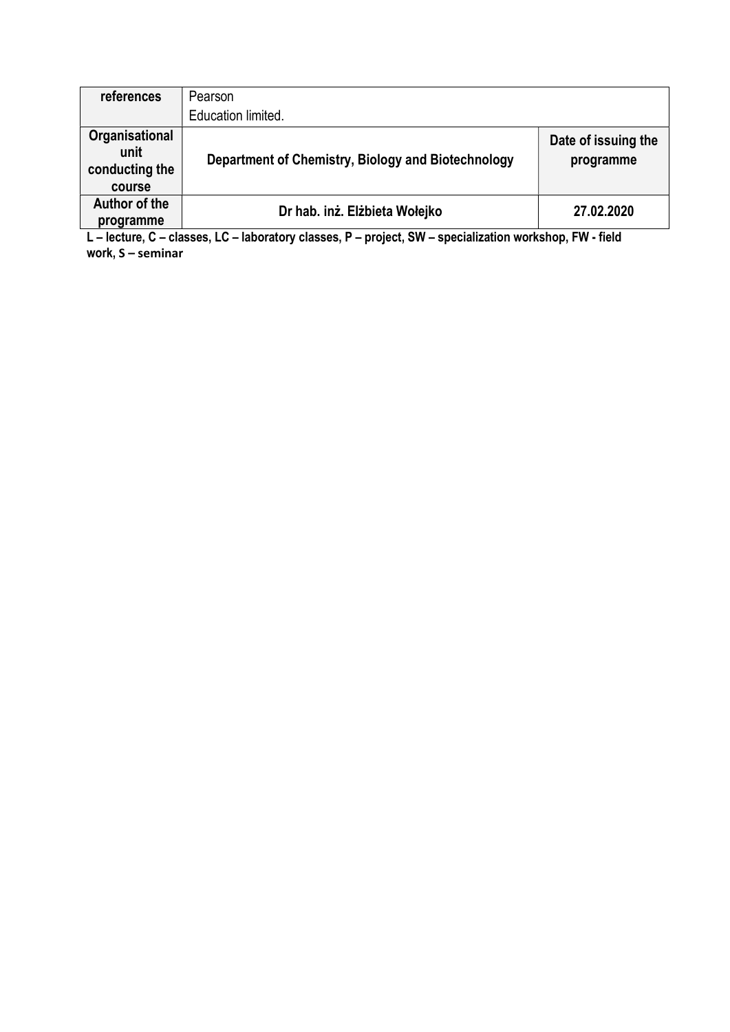| | | |
|---|---|---|
| **references** | Pearson<br>Education limited. | |
| **Organisational unit conducting the course** | **Department of Chemistry, Biology and Biotechnology** | **Date of issuing the programme** |
| **Author of the programme** | **Dr hab. inż. Elżbieta Wołejko** | **27.02.2020** |

**L – lecture, C – classes, LC – laboratory classes, P – project, SW – specialization workshop, FW - field work, S – seminar**